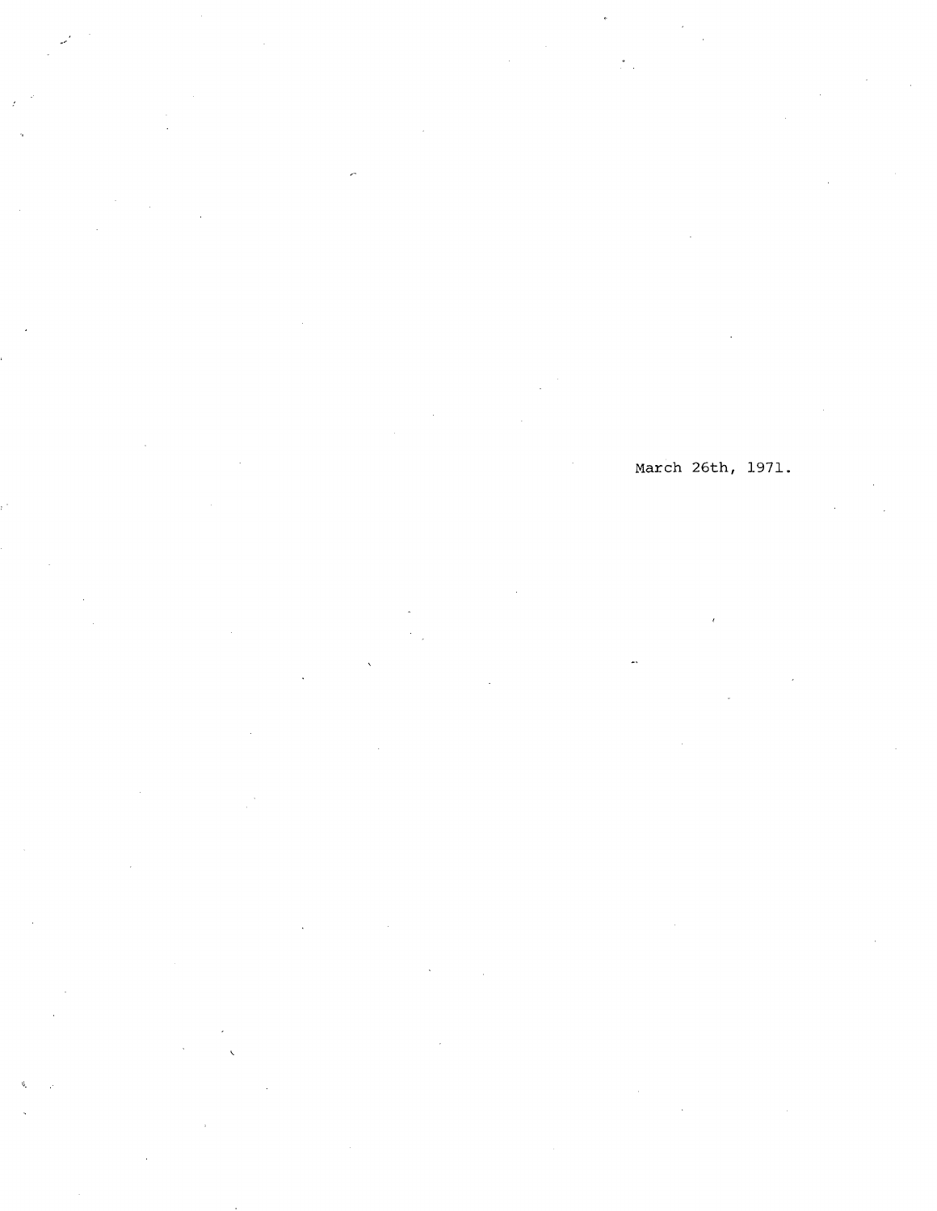March 26th, 1971.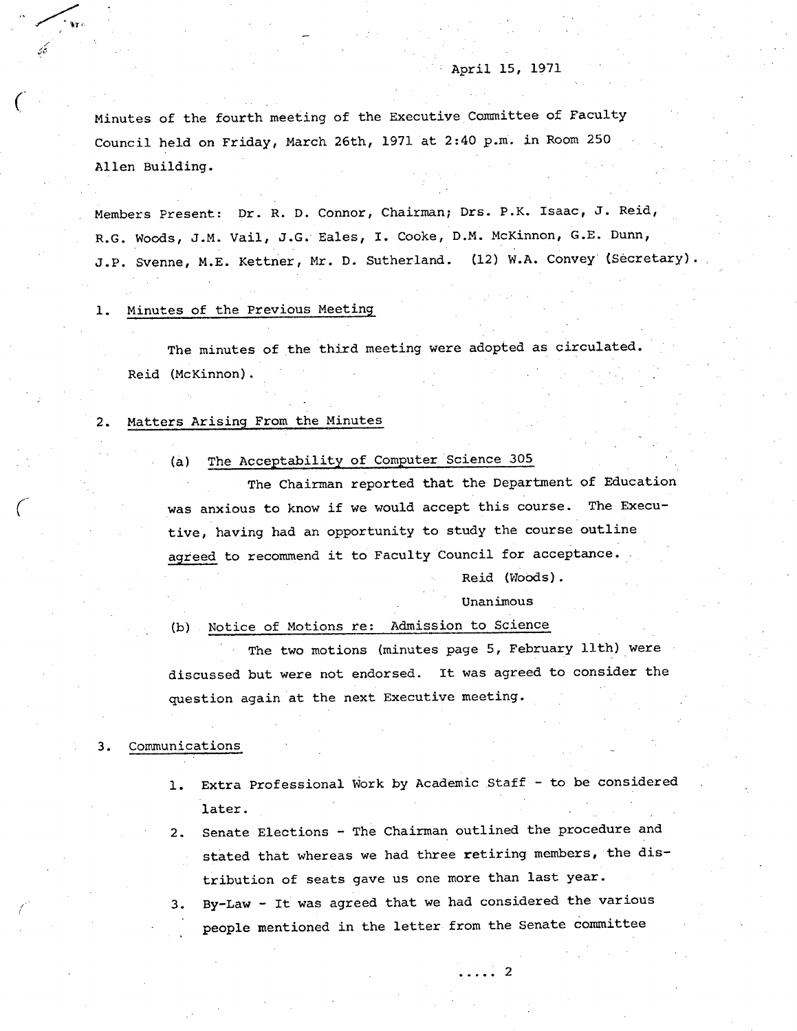April 15, 1971

Minutes of the fourth meeting of the Executive Committee of Faculty Council held on Friday, March 26th, 1971 at 2:40 p.m. in Room 250 Allen Building.

Members Present: Dr. R. D. Connor, Chairman; Drs. P.K. Isaac, J. Reid, R.G. Woods, J.M. Vail, J.G. Eales, I. Cooke, D.M. McKinnon, G.E. Dunn, J.P. Svenne, M.E. Kettner, Mr. D. Sutherland. (12) W.A. Convey (Secretary).

1. Minutes of the Previous Meeting

The minutes of the third meeting were adopted as circulated. Reid (McKinnon).

2. Matters Arising From the Minutes

(a) The Acceptability of Computer Science 305

The Chairman reported that the Department of Education was anxious to know if we would accept this course. The Executive, having had an opportunity to study the course outline agreed to recommend it to Faculty Council for acceptance.

Reid (Woods).
Unanimous

(b) Notice of Motions re: Admission to Science

The two motions (minutes page 5, February 11th) were discussed but were not endorsed. It was agreed to consider the question again at the next Executive meeting.

3. Communications

1. Extra Professional Work by Academic Staff - to be considered later.
2. Senate Elections - The Chairman outlined the procedure and stated that whereas we had three retiring members, the distribution of seats gave us one more than last year.
3. By-Law - It was agreed that we had considered the various people mentioned in the letter from the Senate committee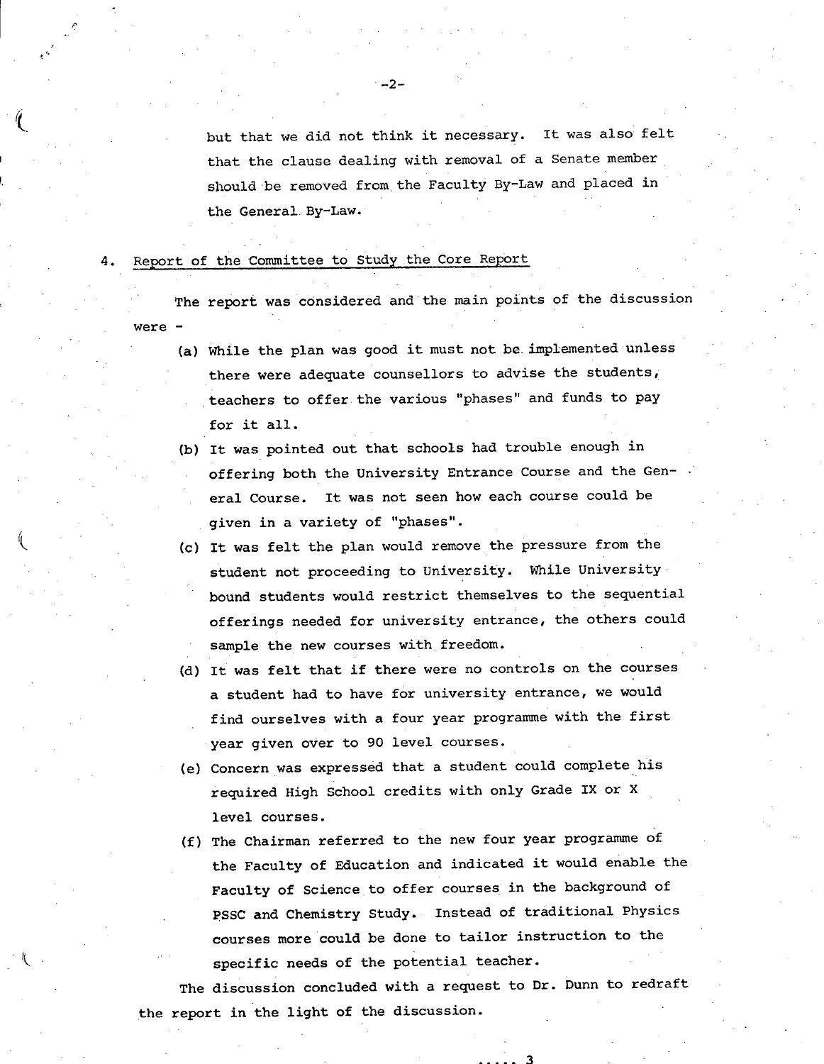but that we did not think it necessary. It was also felt that the clause dealing with removal of a Senate member should be removed from the Faculty By-Law and placed in the General By-Law.

4. Report of the Committee to Study the Core Report

The report was considered and the main points of the discussion were -

(a) While the plan was good it must not be implemented unless there were adequate counsellors to advise the students, teachers to offer the various "phases" and funds to pay for it all.

(b) It was pointed out that schools had trouble enough in offering both the University Entrance Course and the General Course. It was not seen how each course could be given in a variety of "phases".

(c) It was felt the plan would remove the pressure from the student not proceeding to University. While University bound students would restrict themselves to the sequential offerings needed for university entrance, the others could sample the new courses with freedom.

(d) It was felt that if there were no controls on the courses a student had to have for university entrance, we would find ourselves with a four year programme with the first year given over to 90 level courses.

(e) Concern was expressed that a student could complete his required High School credits with only Grade IX or X level courses.

(f) The Chairman referred to the new four year programme of the Faculty of Education and indicated it would enable the Faculty of Science to offer courses in the background of PSSC and Chemistry Study. Instead of traditional Physics courses more could be done to tailor instruction to the specific needs of the potential teacher.

The discussion concluded with a request to Dr. Dunn to redraft the report in the light of the discussion.

..... 3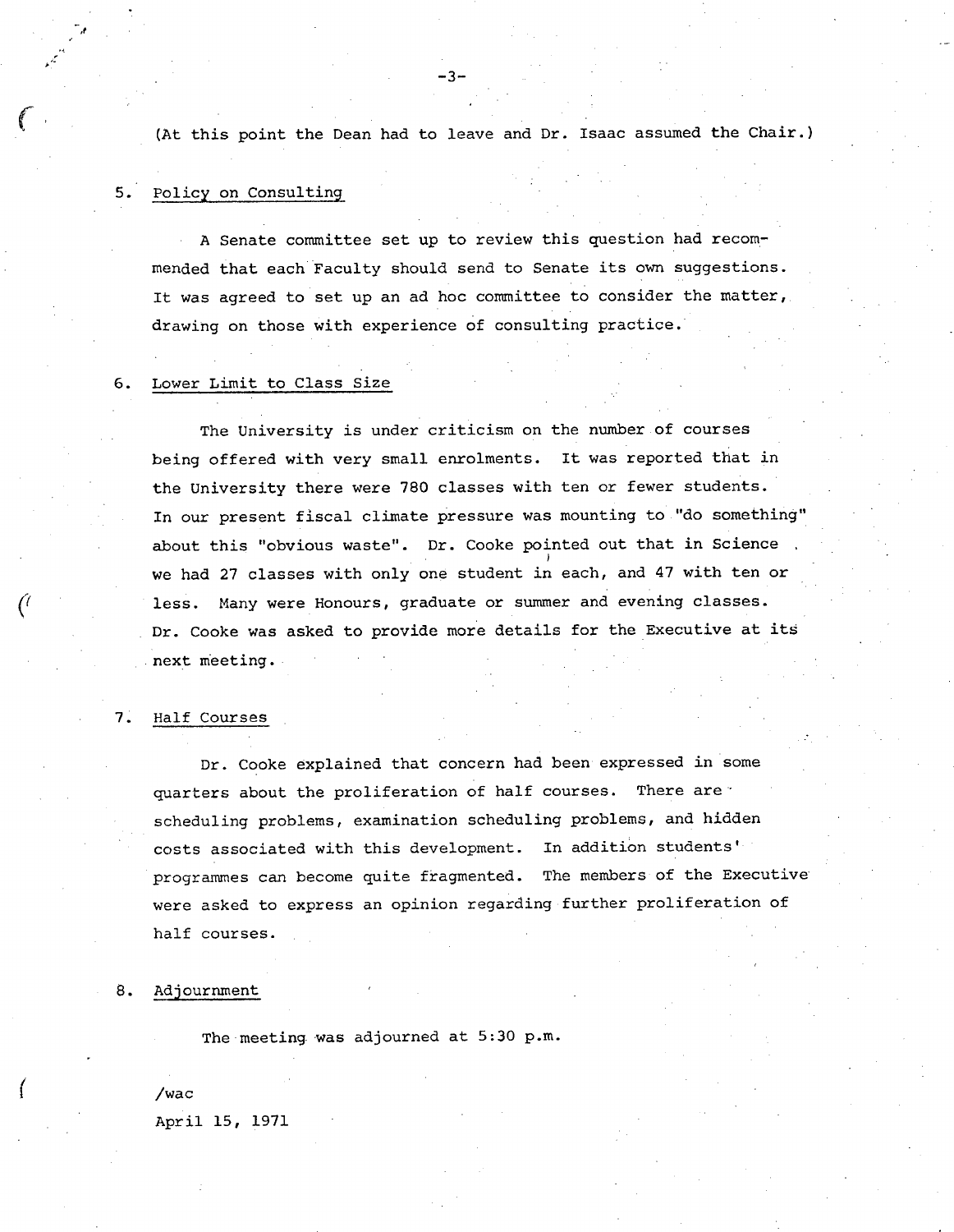(At this point the Dean had to leave and Dr. Isaac assumed the Chair.)

5. Policy on Consulting

A Senate committee set up to review this question had recommended that each Faculty should send to Senate its own suggestions. It was agreed to set up an ad hoc committee to consider the matter, drawing on those with experience of consulting practice.

6. Lower Limit to Class Size

The University is under criticism on the number of courses being offered with very small enrolments. It was reported that in the University there were 780 classes with ten or fewer students. In our present fiscal climate pressure was mounting to "do something" about this "obvious waste". Dr. Cooke pointed out that in Science we had 27 classes with only one student in each, and 47 with ten or less. Many were Honours, graduate or summer and evening classes. Dr. Cooke was asked to provide more details for the Executive at its next meeting.

7. Half Courses

Dr. Cooke explained that concern had been expressed in some quarters about the proliferation of half courses. There are scheduling problems, examination scheduling problems, and hidden costs associated with this development. In addition students' programmes can become quite fragmented. The members of the Executive were asked to express an opinion regarding further proliferation of half courses.

8. Adjournment

The meeting was adjourned at 5:30 p.m.

/wac
April 15, 1971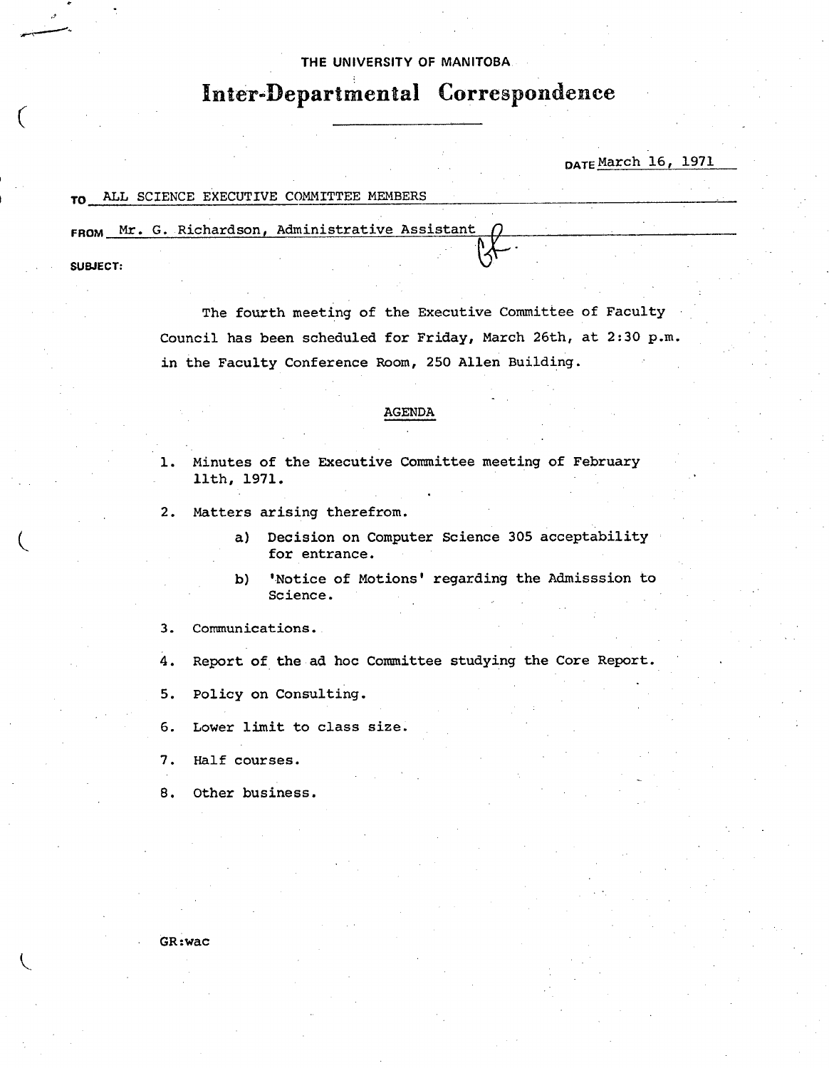THE UNIVERSITY OF MANITOBA

# Inter-Departmental Correspondence

DATE March 16, 1971

TO ALL SCIENCE EXECUTIVE COMMITTEE MEMBERS

FROM Mr. G. Richardson, Administrative Assistant

SUBJECT:

The fourth meeting of the Executive Committee of Faculty Council has been scheduled for Friday, March 26th, at 2:30 p.m. in the Faculty Conference Room, 250 Allen Building.

## AGENDA

1. Minutes of the Executive Committee meeting of February 11th, 1971.
2. Matters arising therefrom.
   - a) Decision on Computer Science 305 acceptability for entrance.
   - b) 'Notice of Motions' regarding the Admisssion to Science.
3. Communications.
4. Report of the ad hoc Committee studying the Core Report.
5. Policy on Consulting.
6. Lower limit to class size.
7. Half courses.
8. Other business.

GR:wac